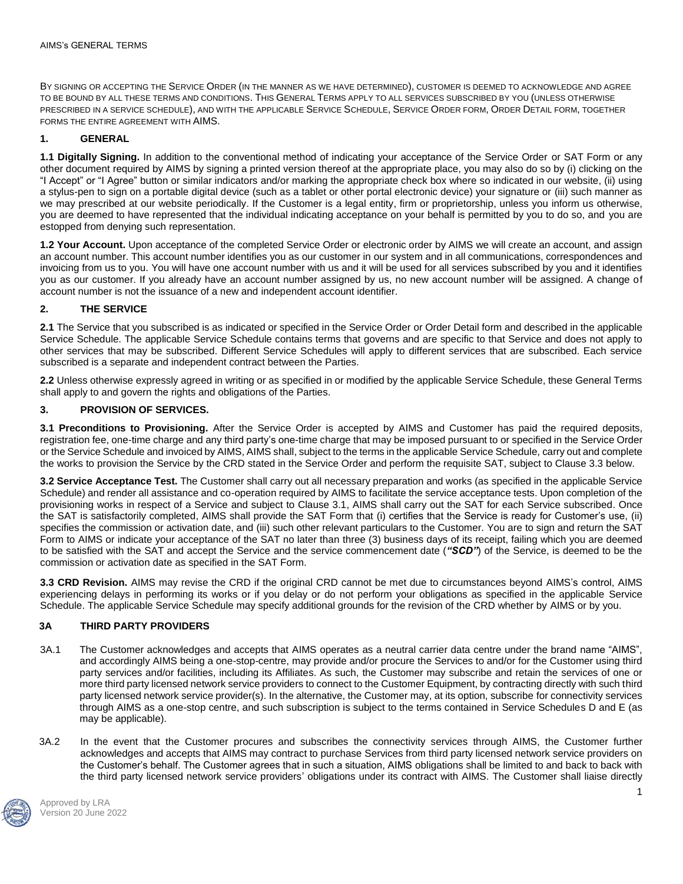AIMS's GENERAL TERMS

BY SIGNING OR ACCEPTING THE SERVICE ORDER (IN THE MANNER AS WE HAVE DETERMINED), CUSTOMER IS DEEMED TO ACKNOWLEDGE AND AGREE TO BE BOUND BY ALL THESE TERMS AND CONDITIONS. THIS GENERAL TERMS APPLY TO ALL SERVICES SUBSCRIBED BY YOU (UNLESS OTHERWISE PRESCRIBED IN A SERVICE SCHEDULE), AND WITH THE APPLICABLE SERVICE SCHEDULE, SERVICE ORDER FORM, ORDER DETAIL FORM, TOGETHER FORMS THE ENTIRE AGREEMENT WITH AIMS.

## 1. GENERAL

**1.1 Digitally Signing.** In addition to the conventional method of indicating your acceptance of the Service Order or SAT Form or any other document required by AIMS by signing a printed version thereof at the appropriate place, you may also do so by (i) clicking on the "I Accept" or "I Agree" button or similar indicators and/or marking the appropriate check box where so indicated in our website, (ii) using a stylus-pen to sign on a portable digital device (such as a tablet or other portal electronic device) your signature or (iii) such manner as we may prescribed at our website periodically. If the Customer is a legal entity, firm or proprietorship, unless you inform us otherwise, you are deemed to have represented that the individual indicating acceptance on your behalf is permitted by you to do so, and you are estopped from denying such representation.

**1.2 Your Account.** Upon acceptance of the completed Service Order or electronic order by AIMS we will create an account, and assign an account number. This account number identifies you as our customer in our system and in all communications, correspondences and invoicing from us to you. You will have one account number with us and it will be used for all services subscribed by you and it identifies you as our customer. If you already have an account number assigned by us, no new account number will be assigned. A change of account number is not the issuance of a new and independent account identifier.

## 2. THE SERVICE

**2.1** The Service that you subscribed is as indicated or specified in the Service Order or Order Detail form and described in the applicable Service Schedule. The applicable Service Schedule contains terms that governs and are specific to that Service and does not apply to other services that may be subscribed. Different Service Schedules will apply to different services that are subscribed. Each service subscribed is a separate and independent contract between the Parties.

**2.2** Unless otherwise expressly agreed in writing or as specified in or modified by the applicable Service Schedule, these General Terms shall apply to and govern the rights and obligations of the Parties.

## 3. PROVISION OF SERVICES.

**3.1 Preconditions to Provisioning.** After the Service Order is accepted by AIMS and Customer has paid the required deposits, registration fee, one-time charge and any third party's one-time charge that may be imposed pursuant to or specified in the Service Order or the Service Schedule and invoiced by AIMS, AIMS shall, subject to the terms in the applicable Service Schedule, carry out and complete the works to provision the Service by the CRD stated in the Service Order and perform the requisite SAT, subject to Clause 3.3 below.

**3.2 Service Acceptance Test.** The Customer shall carry out all necessary preparation and works (as specified in the applicable Service Schedule) and render all assistance and co-operation required by AIMS to facilitate the service acceptance tests. Upon completion of the provisioning works in respect of a Service and subject to Clause 3.1, AIMS shall carry out the SAT for each Service subscribed. Once the SAT is satisfactorily completed, AIMS shall provide the SAT Form that (i) certifies that the Service is ready for Customer's use, (ii) specifies the commission or activation date, and (iii) such other relevant particulars to the Customer. You are to sign and return the SAT Form to AIMS or indicate your acceptance of the SAT no later than three (3) business days of its receipt, failing which you are deemed to be satisfied with the SAT and accept the Service and the service commencement date (***"SCD"***) of the Service, is deemed to be the commission or activation date as specified in the SAT Form.

**3.3 CRD Revision.** AIMS may revise the CRD if the original CRD cannot be met due to circumstances beyond AIMS's control, AIMS experiencing delays in performing its works or if you delay or do not perform your obligations as specified in the applicable Service Schedule. The applicable Service Schedule may specify additional grounds for the revision of the CRD whether by AIMS or by you.

## 3A THIRD PARTY PROVIDERS

3A.1 The Customer acknowledges and accepts that AIMS operates as a neutral carrier data centre under the brand name "AIMS", and accordingly AIMS being a one-stop-centre, may provide and/or procure the Services to and/or for the Customer using third party services and/or facilities, including its Affiliates. As such, the Customer may subscribe and retain the services of one or more third party licensed network service providers to connect to the Customer Equipment, by contracting directly with such third party licensed network service provider(s). In the alternative, the Customer may, at its option, subscribe for connectivity services through AIMS as a one-stop centre, and such subscription is subject to the terms contained in Service Schedules D and E (as may be applicable).

3A.2 In the event that the Customer procures and subscribes the connectivity services through AIMS, the Customer further acknowledges and accepts that AIMS may contract to purchase Services from third party licensed network service providers on the Customer's behalf. The Customer agrees that in such a situation, AIMS obligations shall be limited to and back to back with the third party licensed network service providers' obligations under its contract with AIMS. The Customer shall liaise directly

Approved by LRA
Version 20 June 2022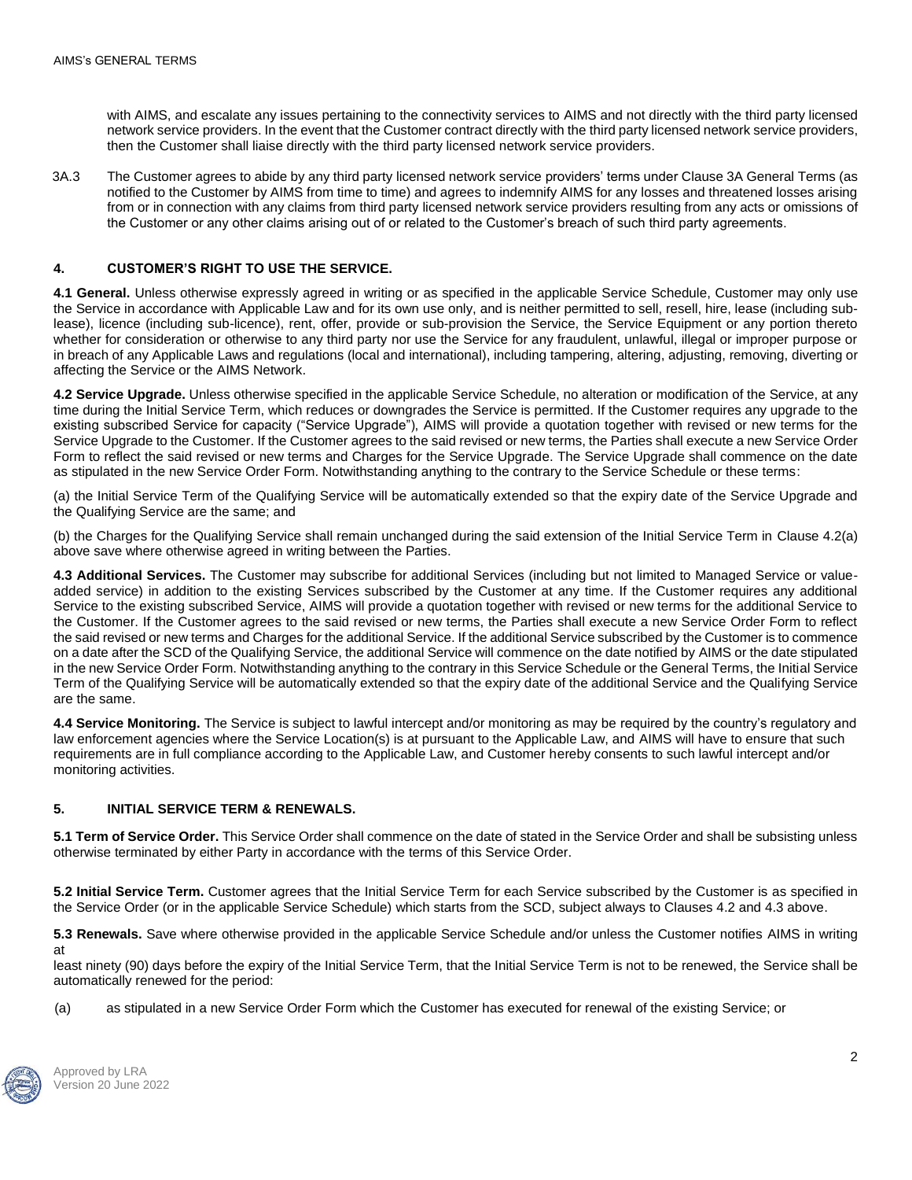with AIMS, and escalate any issues pertaining to the connectivity services to AIMS and not directly with the third party licensed network service providers. In the event that the Customer contract directly with the third party licensed network service providers, then the Customer shall liaise directly with the third party licensed network service providers.

3A.3 The Customer agrees to abide by any third party licensed network service providers' terms under Clause 3A General Terms (as notified to the Customer by AIMS from time to time) and agrees to indemnify AIMS for any losses and threatened losses arising from or in connection with any claims from third party licensed network service providers resulting from any acts or omissions of the Customer or any other claims arising out of or related to the Customer's breach of such third party agreements.

## 4. CUSTOMER'S RIGHT TO USE THE SERVICE.

**4.1 General.** Unless otherwise expressly agreed in writing or as specified in the applicable Service Schedule, Customer may only use the Service in accordance with Applicable Law and for its own use only, and is neither permitted to sell, resell, hire, lease (including sub-lease), licence (including sub-licence), rent, offer, provide or sub-provision the Service, the Service Equipment or any portion thereto whether for consideration or otherwise to any third party nor use the Service for any fraudulent, unlawful, illegal or improper purpose or in breach of any Applicable Laws and regulations (local and international), including tampering, altering, adjusting, removing, diverting or affecting the Service or the AIMS Network.

**4.2 Service Upgrade.** Unless otherwise specified in the applicable Service Schedule, no alteration or modification of the Service, at any time during the Initial Service Term, which reduces or downgrades the Service is permitted. If the Customer requires any upgrade to the existing subscribed Service for capacity ("Service Upgrade"), AIMS will provide a quotation together with revised or new terms for the Service Upgrade to the Customer. If the Customer agrees to the said revised or new terms, the Parties shall execute a new Service Order Form to reflect the said revised or new terms and Charges for the Service Upgrade. The Service Upgrade shall commence on the date as stipulated in the new Service Order Form. Notwithstanding anything to the contrary to the Service Schedule or these terms:

(a) the Initial Service Term of the Qualifying Service will be automatically extended so that the expiry date of the Service Upgrade and the Qualifying Service are the same; and

(b) the Charges for the Qualifying Service shall remain unchanged during the said extension of the Initial Service Term in Clause 4.2(a) above save where otherwise agreed in writing between the Parties.

**4.3 Additional Services.** The Customer may subscribe for additional Services (including but not limited to Managed Service or value-added service) in addition to the existing Services subscribed by the Customer at any time. If the Customer requires any additional Service to the existing subscribed Service, AIMS will provide a quotation together with revised or new terms for the additional Service to the Customer. If the Customer agrees to the said revised or new terms, the Parties shall execute a new Service Order Form to reflect the said revised or new terms and Charges for the additional Service. If the additional Service subscribed by the Customer is to commence on a date after the SCD of the Qualifying Service, the additional Service will commence on the date notified by AIMS or the date stipulated in the new Service Order Form. Notwithstanding anything to the contrary in this Service Schedule or the General Terms, the Initial Service Term of the Qualifying Service will be automatically extended so that the expiry date of the additional Service and the Qualifying Service are the same.

**4.4 Service Monitoring.** The Service is subject to lawful intercept and/or monitoring as may be required by the country's regulatory and law enforcement agencies where the Service Location(s) is at pursuant to the Applicable Law, and AIMS will have to ensure that such requirements are in full compliance according to the Applicable Law, and Customer hereby consents to such lawful intercept and/or monitoring activities.

## 5. INITIAL SERVICE TERM & RENEWALS.

**5.1 Term of Service Order.** This Service Order shall commence on the date of stated in the Service Order and shall be subsisting unless otherwise terminated by either Party in accordance with the terms of this Service Order.

**5.2 Initial Service Term.** Customer agrees that the Initial Service Term for each Service subscribed by the Customer is as specified in the Service Order (or in the applicable Service Schedule) which starts from the SCD, subject always to Clauses 4.2 and 4.3 above.

**5.3 Renewals.** Save where otherwise provided in the applicable Service Schedule and/or unless the Customer notifies AIMS in writing at least ninety (90) days before the expiry of the Initial Service Term, that the Initial Service Term is not to be renewed, the Service shall be automatically renewed for the period:

(a) as stipulated in a new Service Order Form which the Customer has executed for renewal of the existing Service; or

Approved by LRA
Version 20 June 2022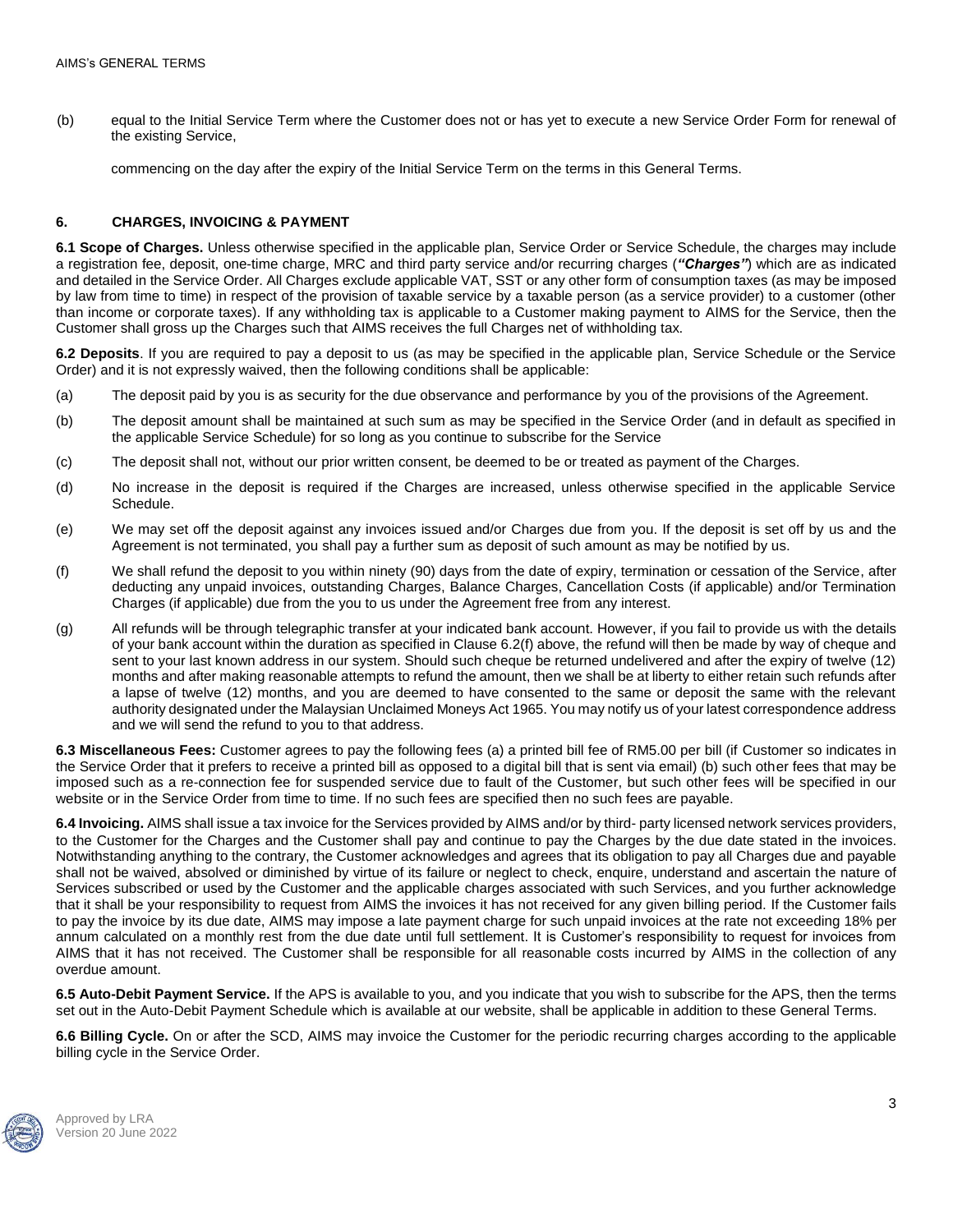(b) equal to the Initial Service Term where the Customer does not or has yet to execute a new Service Order Form for renewal of the existing Service,

commencing on the day after the expiry of the Initial Service Term on the terms in this General Terms.

## 6. CHARGES, INVOICING & PAYMENT

**6.1 Scope of Charges.** Unless otherwise specified in the applicable plan, Service Order or Service Schedule, the charges may include a registration fee, deposit, one-time charge, MRC and third party service and/or recurring charges (***"Charges"***) which are as indicated and detailed in the Service Order. All Charges exclude applicable VAT, SST or any other form of consumption taxes (as may be imposed by law from time to time) in respect of the provision of taxable service by a taxable person (as a service provider) to a customer (other than income or corporate taxes). If any withholding tax is applicable to a Customer making payment to AIMS for the Service, then the Customer shall gross up the Charges such that AIMS receives the full Charges net of withholding tax.

**6.2 Deposits**. If you are required to pay a deposit to us (as may be specified in the applicable plan, Service Schedule or the Service Order) and it is not expressly waived, then the following conditions shall be applicable:

(a) The deposit paid by you is as security for the due observance and performance by you of the provisions of the Agreement.

(b) The deposit amount shall be maintained at such sum as may be specified in the Service Order (and in default as specified in the applicable Service Schedule) for so long as you continue to subscribe for the Service

(c) The deposit shall not, without our prior written consent, be deemed to be or treated as payment of the Charges.

(d) No increase in the deposit is required if the Charges are increased, unless otherwise specified in the applicable Service Schedule.

(e) We may set off the deposit against any invoices issued and/or Charges due from you. If the deposit is set off by us and the Agreement is not terminated, you shall pay a further sum as deposit of such amount as may be notified by us.

(f) We shall refund the deposit to you within ninety (90) days from the date of expiry, termination or cessation of the Service, after deducting any unpaid invoices, outstanding Charges, Balance Charges, Cancellation Costs (if applicable) and/or Termination Charges (if applicable) due from the you to us under the Agreement free from any interest.

(g) All refunds will be through telegraphic transfer at your indicated bank account. However, if you fail to provide us with the details of your bank account within the duration as specified in Clause 6.2(f) above, the refund will then be made by way of cheque and sent to your last known address in our system. Should such cheque be returned undelivered and after the expiry of twelve (12) months and after making reasonable attempts to refund the amount, then we shall be at liberty to either retain such refunds after a lapse of twelve (12) months, and you are deemed to have consented to the same or deposit the same with the relevant authority designated under the Malaysian Unclaimed Moneys Act 1965. You may notify us of your latest correspondence address and we will send the refund to you to that address.

**6.3 Miscellaneous Fees:** Customer agrees to pay the following fees (a) a printed bill fee of RM5.00 per bill (if Customer so indicates in the Service Order that it prefers to receive a printed bill as opposed to a digital bill that is sent via email) (b) such other fees that may be imposed such as a re-connection fee for suspended service due to fault of the Customer, but such other fees will be specified in our website or in the Service Order from time to time. If no such fees are specified then no such fees are payable.

**6.4 Invoicing.** AIMS shall issue a tax invoice for the Services provided by AIMS and/or by third- party licensed network services providers, to the Customer for the Charges and the Customer shall pay and continue to pay the Charges by the due date stated in the invoices. Notwithstanding anything to the contrary, the Customer acknowledges and agrees that its obligation to pay all Charges due and payable shall not be waived, absolved or diminished by virtue of its failure or neglect to check, enquire, understand and ascertain the nature of Services subscribed or used by the Customer and the applicable charges associated with such Services, and you further acknowledge that it shall be your responsibility to request from AIMS the invoices it has not received for any given billing period. If the Customer fails to pay the invoice by its due date, AIMS may impose a late payment charge for such unpaid invoices at the rate not exceeding 18% per annum calculated on a monthly rest from the due date until full settlement. It is Customer's responsibility to request for invoices from AIMS that it has not received. The Customer shall be responsible for all reasonable costs incurred by AIMS in the collection of any overdue amount.

**6.5 Auto-Debit Payment Service.** If the APS is available to you, and you indicate that you wish to subscribe for the APS, then the terms set out in the Auto-Debit Payment Schedule which is available at our website, shall be applicable in addition to these General Terms.

**6.6 Billing Cycle.** On or after the SCD, AIMS may invoice the Customer for the periodic recurring charges according to the applicable billing cycle in the Service Order.

Approved by LRA
Version 20 June 2022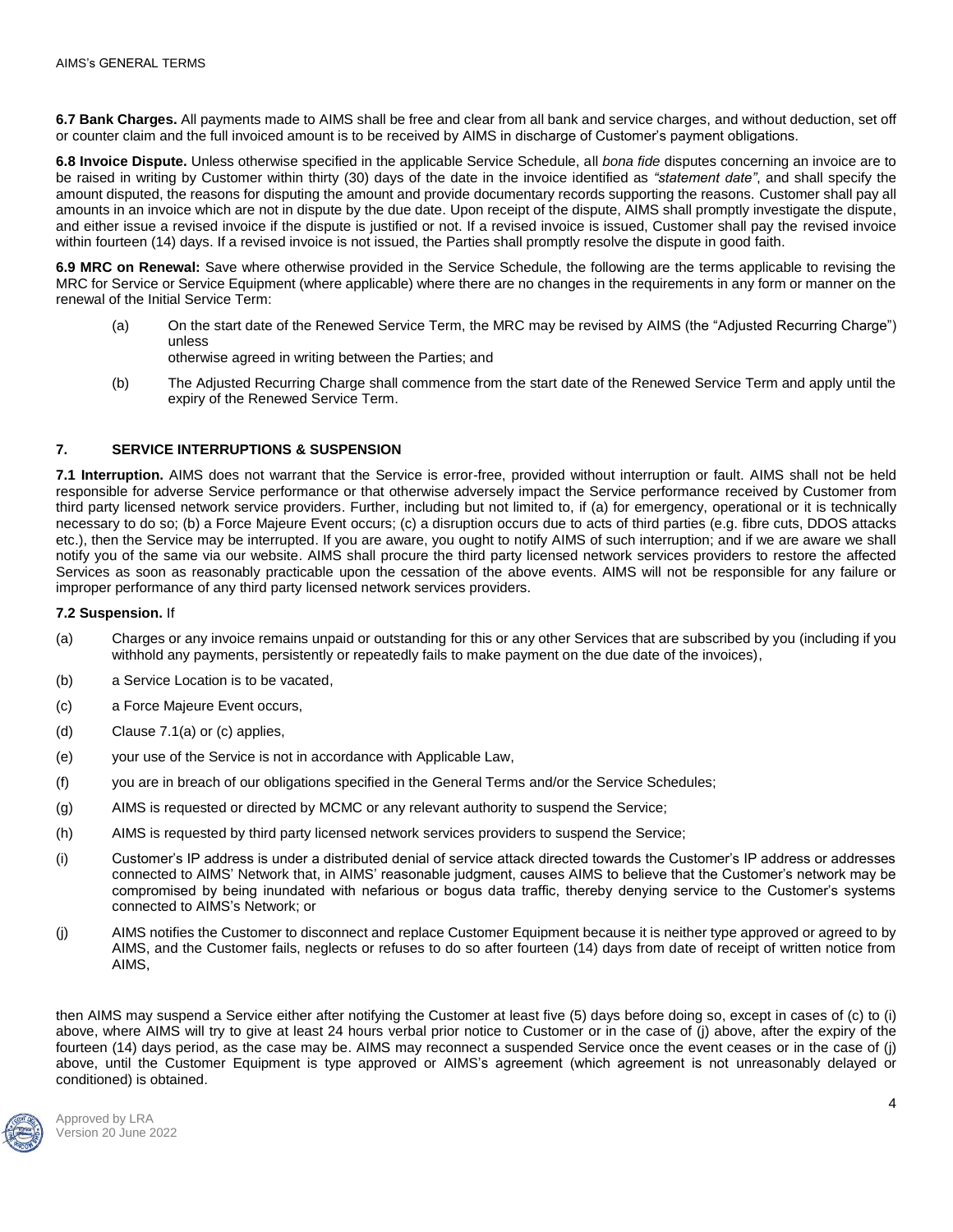**6.7 Bank Charges.** All payments made to AIMS shall be free and clear from all bank and service charges, and without deduction, set off or counter claim and the full invoiced amount is to be received by AIMS in discharge of Customer's payment obligations.

**6.8 Invoice Dispute.** Unless otherwise specified in the applicable Service Schedule, all *bona fide* disputes concerning an invoice are to be raised in writing by Customer within thirty (30) days of the date in the invoice identified as *"statement date"*, and shall specify the amount disputed, the reasons for disputing the amount and provide documentary records supporting the reasons. Customer shall pay all amounts in an invoice which are not in dispute by the due date. Upon receipt of the dispute, AIMS shall promptly investigate the dispute, and either issue a revised invoice if the dispute is justified or not. If a revised invoice is issued, Customer shall pay the revised invoice within fourteen (14) days. If a revised invoice is not issued, the Parties shall promptly resolve the dispute in good faith.

**6.9 MRC on Renewal:** Save where otherwise provided in the Service Schedule, the following are the terms applicable to revising the MRC for Service or Service Equipment (where applicable) where there are no changes in the requirements in any form or manner on the renewal of the Initial Service Term:

(a) On the start date of the Renewed Service Term, the MRC may be revised by AIMS (the "Adjusted Recurring Charge") unless otherwise agreed in writing between the Parties; and

(b) The Adjusted Recurring Charge shall commence from the start date of the Renewed Service Term and apply until the expiry of the Renewed Service Term.

## 7. SERVICE INTERRUPTIONS & SUSPENSION

**7.1 Interruption.** AIMS does not warrant that the Service is error-free, provided without interruption or fault. AIMS shall not be held responsible for adverse Service performance or that otherwise adversely impact the Service performance received by Customer from third party licensed network service providers. Further, including but not limited to, if (a) for emergency, operational or it is technically necessary to do so; (b) a Force Majeure Event occurs; (c) a disruption occurs due to acts of third parties (e.g. fibre cuts, DDOS attacks etc.), then the Service may be interrupted. If you are aware, you ought to notify AIMS of such interruption; and if we are aware we shall notify you of the same via our website. AIMS shall procure the third party licensed network services providers to restore the affected Services as soon as reasonably practicable upon the cessation of the above events. AIMS will not be responsible for any failure or improper performance of any third party licensed network services providers.

**7.2 Suspension.** If

(a) Charges or any invoice remains unpaid or outstanding for this or any other Services that are subscribed by you (including if you withhold any payments, persistently or repeatedly fails to make payment on the due date of the invoices),

(b) a Service Location is to be vacated,

(c) a Force Majeure Event occurs,

(d) Clause 7.1(a) or (c) applies,

(e) your use of the Service is not in accordance with Applicable Law,

(f) you are in breach of our obligations specified in the General Terms and/or the Service Schedules;

(g) AIMS is requested or directed by MCMC or any relevant authority to suspend the Service;

(h) AIMS is requested by third party licensed network services providers to suspend the Service;

(i) Customer's IP address is under a distributed denial of service attack directed towards the Customer's IP address or addresses connected to AIMS' Network that, in AIMS' reasonable judgment, causes AIMS to believe that the Customer's network may be compromised by being inundated with nefarious or bogus data traffic, thereby denying service to the Customer's systems connected to AIMS's Network; or

(j) AIMS notifies the Customer to disconnect and replace Customer Equipment because it is neither type approved or agreed to by AIMS, and the Customer fails, neglects or refuses to do so after fourteen (14) days from date of receipt of written notice from AIMS,

then AIMS may suspend a Service either after notifying the Customer at least five (5) days before doing so, except in cases of (c) to (i) above, where AIMS will try to give at least 24 hours verbal prior notice to Customer or in the case of (j) above, after the expiry of the fourteen (14) days period, as the case may be. AIMS may reconnect a suspended Service once the event ceases or in the case of (j) above, until the Customer Equipment is type approved or AIMS's agreement (which agreement is not unreasonably delayed or conditioned) is obtained.

Approved by LRA
Version 20 June 2022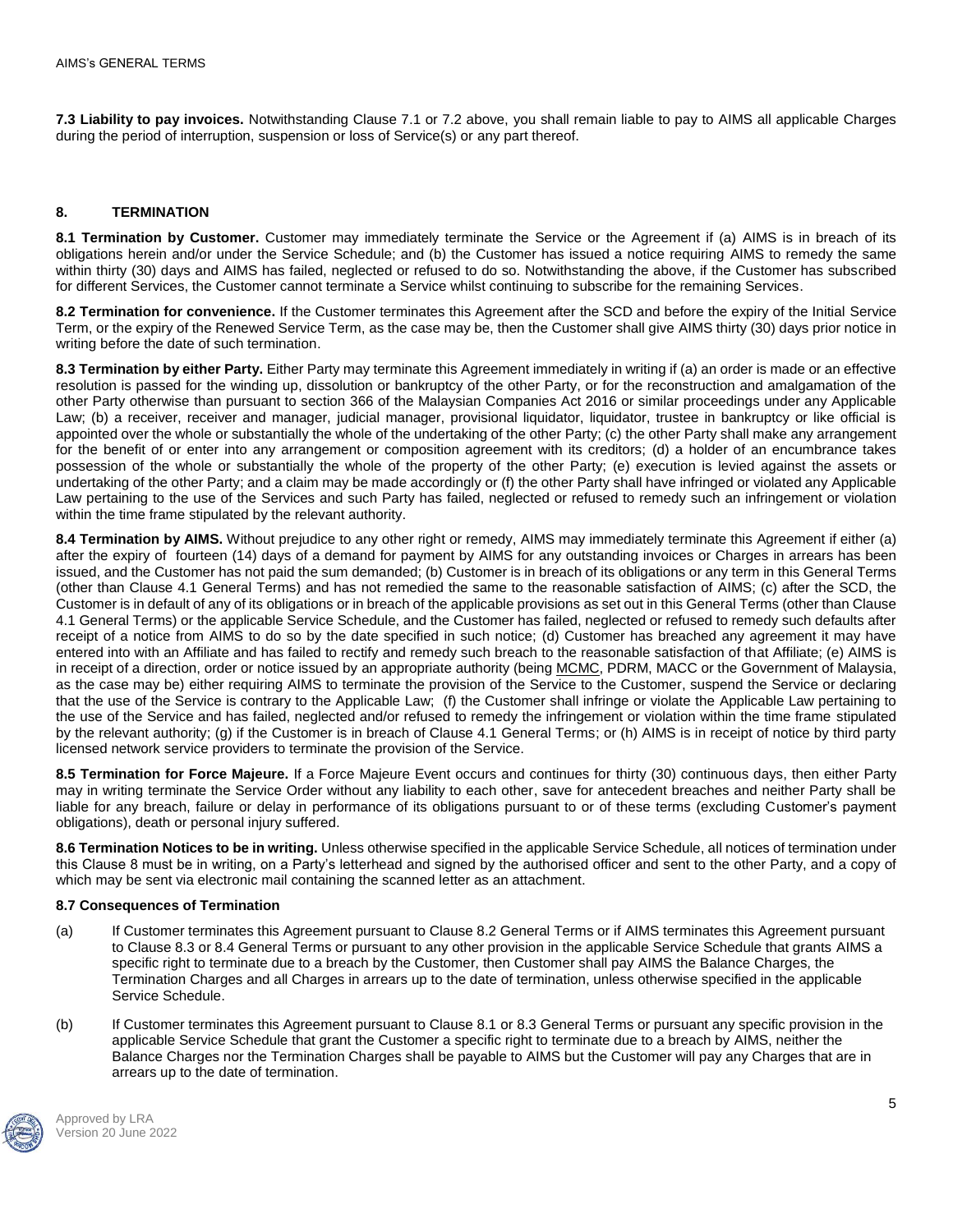**7.3 Liability to pay invoices.** Notwithstanding Clause 7.1 or 7.2 above, you shall remain liable to pay to AIMS all applicable Charges during the period of interruption, suspension or loss of Service(s) or any part thereof.

## 8. TERMINATION

**8.1 Termination by Customer.** Customer may immediately terminate the Service or the Agreement if (a) AIMS is in breach of its obligations herein and/or under the Service Schedule; and (b) the Customer has issued a notice requiring AIMS to remedy the same within thirty (30) days and AIMS has failed, neglected or refused to do so. Notwithstanding the above, if the Customer has subscribed for different Services, the Customer cannot terminate a Service whilst continuing to subscribe for the remaining Services.

**8.2 Termination for convenience.** If the Customer terminates this Agreement after the SCD and before the expiry of the Initial Service Term, or the expiry of the Renewed Service Term, as the case may be, then the Customer shall give AIMS thirty (30) days prior notice in writing before the date of such termination.

**8.3 Termination by either Party.** Either Party may terminate this Agreement immediately in writing if (a) an order is made or an effective resolution is passed for the winding up, dissolution or bankruptcy of the other Party, or for the reconstruction and amalgamation of the other Party otherwise than pursuant to section 366 of the Malaysian Companies Act 2016 or similar proceedings under any Applicable Law; (b) a receiver, receiver and manager, judicial manager, provisional liquidator, liquidator, trustee in bankruptcy or like official is appointed over the whole or substantially the whole of the undertaking of the other Party; (c) the other Party shall make any arrangement for the benefit of or enter into any arrangement or composition agreement with its creditors; (d) a holder of an encumbrance takes possession of the whole or substantially the whole of the property of the other Party; (e) execution is levied against the assets or undertaking of the other Party; and a claim may be made accordingly or (f) the other Party shall have infringed or violated any Applicable Law pertaining to the use of the Services and such Party has failed, neglected or refused to remedy such an infringement or violation within the time frame stipulated by the relevant authority.

**8.4 Termination by AIMS.** Without prejudice to any other right or remedy, AIMS may immediately terminate this Agreement if either (a) after the expiry of fourteen (14) days of a demand for payment by AIMS for any outstanding invoices or Charges in arrears has been issued, and the Customer has not paid the sum demanded; (b) Customer is in breach of its obligations or any term in this General Terms (other than Clause 4.1 General Terms) and has not remedied the same to the reasonable satisfaction of AIMS; (c) after the SCD, the Customer is in default of any of its obligations or in breach of the applicable provisions as set out in this General Terms (other than Clause 4.1 General Terms) or the applicable Service Schedule, and the Customer has failed, neglected or refused to remedy such defaults after receipt of a notice from AIMS to do so by the date specified in such notice; (d) Customer has breached any agreement it may have entered into with an Affiliate and has failed to rectify and remedy such breach to the reasonable satisfaction of that Affiliate; (e) AIMS is in receipt of a direction, order or notice issued by an appropriate authority (being MCMC, PDRM, MACC or the Government of Malaysia, as the case may be) either requiring AIMS to terminate the provision of the Service to the Customer, suspend the Service or declaring that the use of the Service is contrary to the Applicable Law; (f) the Customer shall infringe or violate the Applicable Law pertaining to the use of the Service and has failed, neglected and/or refused to remedy the infringement or violation within the time frame stipulated by the relevant authority; (g) if the Customer is in breach of Clause 4.1 General Terms; or (h) AIMS is in receipt of notice by third party licensed network service providers to terminate the provision of the Service.

**8.5 Termination for Force Majeure.** If a Force Majeure Event occurs and continues for thirty (30) continuous days, then either Party may in writing terminate the Service Order without any liability to each other, save for antecedent breaches and neither Party shall be liable for any breach, failure or delay in performance of its obligations pursuant to or of these terms (excluding Customer's payment obligations), death or personal injury suffered.

**8.6 Termination Notices to be in writing.** Unless otherwise specified in the applicable Service Schedule, all notices of termination under this Clause 8 must be in writing, on a Party's letterhead and signed by the authorised officer and sent to the other Party, and a copy of which may be sent via electronic mail containing the scanned letter as an attachment.

**8.7 Consequences of Termination**

(a) If Customer terminates this Agreement pursuant to Clause 8.2 General Terms or if AIMS terminates this Agreement pursuant to Clause 8.3 or 8.4 General Terms or pursuant to any other provision in the applicable Service Schedule that grants AIMS a specific right to terminate due to a breach by the Customer, then Customer shall pay AIMS the Balance Charges, the Termination Charges and all Charges in arrears up to the date of termination, unless otherwise specified in the applicable Service Schedule.

(b) If Customer terminates this Agreement pursuant to Clause 8.1 or 8.3 General Terms or pursuant any specific provision in the applicable Service Schedule that grant the Customer a specific right to terminate due to a breach by AIMS, neither the Balance Charges nor the Termination Charges shall be payable to AIMS but the Customer will pay any Charges that are in arrears up to the date of termination.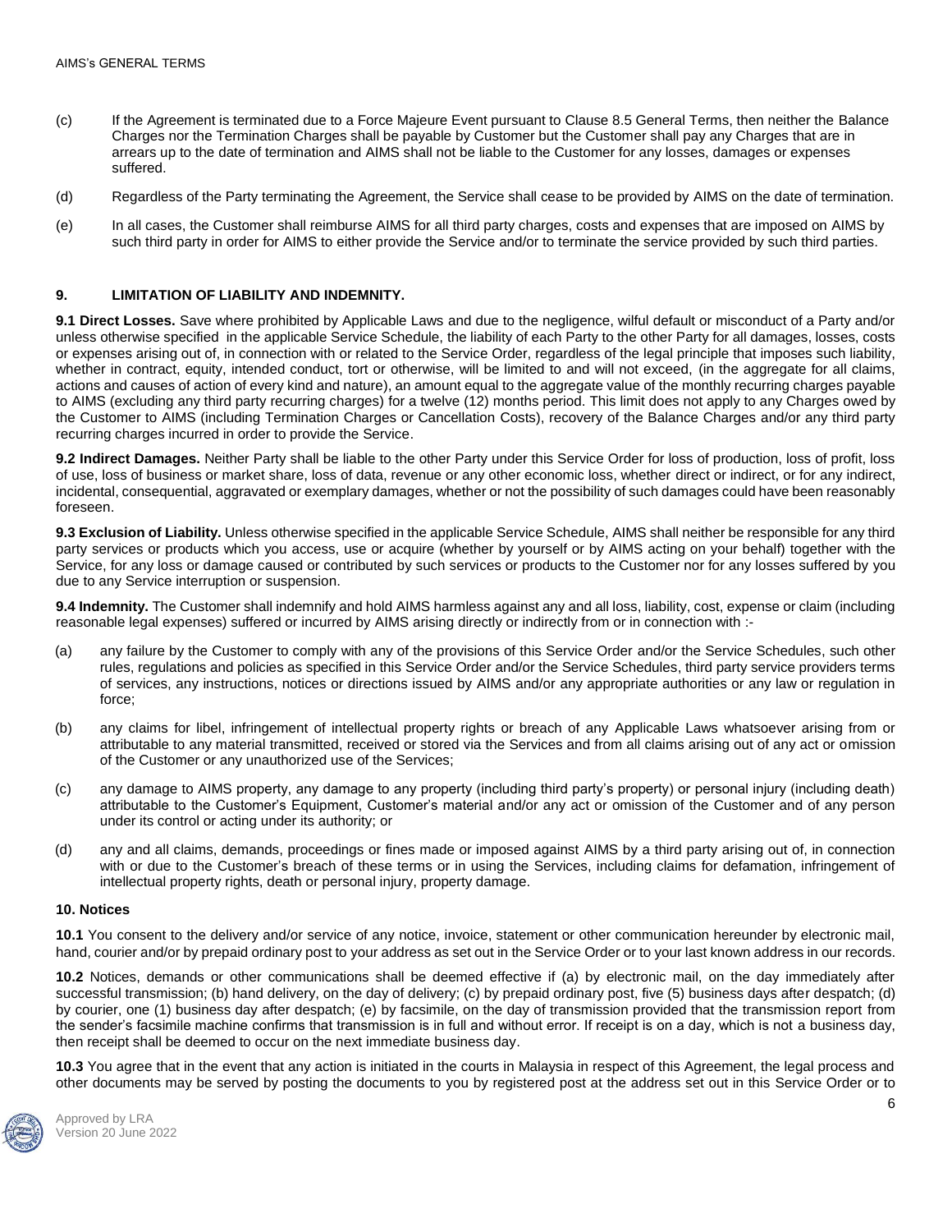(c) If the Agreement is terminated due to a Force Majeure Event pursuant to Clause 8.5 General Terms, then neither the Balance Charges nor the Termination Charges shall be payable by Customer but the Customer shall pay any Charges that are in arrears up to the date of termination and AIMS shall not be liable to the Customer for any losses, damages or expenses suffered.

(d) Regardless of the Party terminating the Agreement, the Service shall cease to be provided by AIMS on the date of termination.

(e) In all cases, the Customer shall reimburse AIMS for all third party charges, costs and expenses that are imposed on AIMS by such third party in order for AIMS to either provide the Service and/or to terminate the service provided by such third parties.

## 9. LIMITATION OF LIABILITY AND INDEMNITY.

**9.1 Direct Losses.** Save where prohibited by Applicable Laws and due to the negligence, wilful default or misconduct of a Party and/or unless otherwise specified in the applicable Service Schedule, the liability of each Party to the other Party for all damages, losses, costs or expenses arising out of, in connection with or related to the Service Order, regardless of the legal principle that imposes such liability, whether in contract, equity, intended conduct, tort or otherwise, will be limited to and will not exceed, (in the aggregate for all claims, actions and causes of action of every kind and nature), an amount equal to the aggregate value of the monthly recurring charges payable to AIMS (excluding any third party recurring charges) for a twelve (12) months period. This limit does not apply to any Charges owed by the Customer to AIMS (including Termination Charges or Cancellation Costs), recovery of the Balance Charges and/or any third party recurring charges incurred in order to provide the Service.

**9.2 Indirect Damages.** Neither Party shall be liable to the other Party under this Service Order for loss of production, loss of profit, loss of use, loss of business or market share, loss of data, revenue or any other economic loss, whether direct or indirect, or for any indirect, incidental, consequential, aggravated or exemplary damages, whether or not the possibility of such damages could have been reasonably foreseen.

**9.3 Exclusion of Liability.** Unless otherwise specified in the applicable Service Schedule, AIMS shall neither be responsible for any third party services or products which you access, use or acquire (whether by yourself or by AIMS acting on your behalf) together with the Service, for any loss or damage caused or contributed by such services or products to the Customer nor for any losses suffered by you due to any Service interruption or suspension.

**9.4 Indemnity.** The Customer shall indemnify and hold AIMS harmless against any and all loss, liability, cost, expense or claim (including reasonable legal expenses) suffered or incurred by AIMS arising directly or indirectly from or in connection with :-

(a) any failure by the Customer to comply with any of the provisions of this Service Order and/or the Service Schedules, such other rules, regulations and policies as specified in this Service Order and/or the Service Schedules, third party service providers terms of services, any instructions, notices or directions issued by AIMS and/or any appropriate authorities or any law or regulation in force;

(b) any claims for libel, infringement of intellectual property rights or breach of any Applicable Laws whatsoever arising from or attributable to any material transmitted, received or stored via the Services and from all claims arising out of any act or omission of the Customer or any unauthorized use of the Services;

(c) any damage to AIMS property, any damage to any property (including third party's property) or personal injury (including death) attributable to the Customer's Equipment, Customer's material and/or any act or omission of the Customer and of any person under its control or acting under its authority; or

(d) any and all claims, demands, proceedings or fines made or imposed against AIMS by a third party arising out of, in connection with or due to the Customer's breach of these terms or in using the Services, including claims for defamation, infringement of intellectual property rights, death or personal injury, property damage.

## 10. Notices

**10.1** You consent to the delivery and/or service of any notice, invoice, statement or other communication hereunder by electronic mail, hand, courier and/or by prepaid ordinary post to your address as set out in the Service Order or to your last known address in our records.

**10.2** Notices, demands or other communications shall be deemed effective if (a) by electronic mail, on the day immediately after successful transmission; (b) hand delivery, on the day of delivery; (c) by prepaid ordinary post, five (5) business days after despatch; (d) by courier, one (1) business day after despatch; (e) by facsimile, on the day of transmission provided that the transmission report from the sender's facsimile machine confirms that transmission is in full and without error. If receipt is on a day, which is not a business day, then receipt shall be deemed to occur on the next immediate business day.

**10.3** You agree that in the event that any action is initiated in the courts in Malaysia in respect of this Agreement, the legal process and other documents may be served by posting the documents to you by registered post at the address set out in this Service Order or to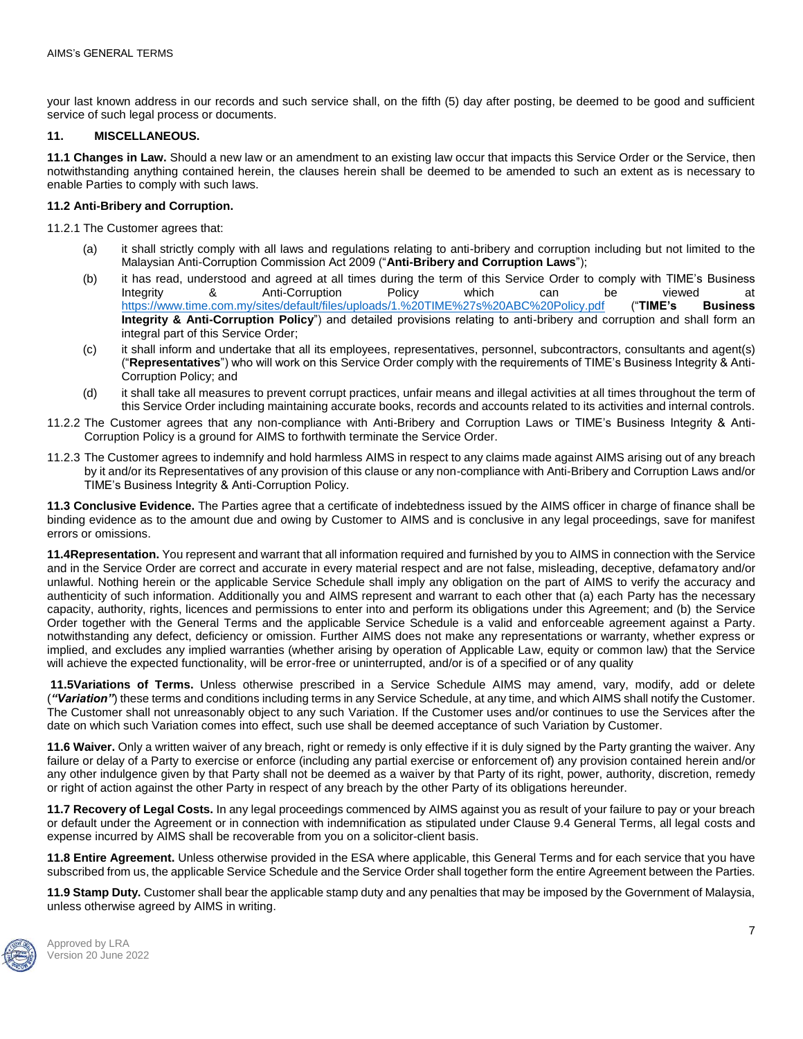your last known address in our records and such service shall, on the fifth (5) day after posting, be deemed to be good and sufficient service of such legal process or documents.

## 11. MISCELLANEOUS.

**11.1 Changes in Law.** Should a new law or an amendment to an existing law occur that impacts this Service Order or the Service, then notwithstanding anything contained herein, the clauses herein shall be deemed to be amended to such an extent as is necessary to enable Parties to comply with such laws.

**11.2 Anti-Bribery and Corruption.**

11.2.1 The Customer agrees that:

(a) it shall strictly comply with all laws and regulations relating to anti-bribery and corruption including but not limited to the Malaysian Anti-Corruption Commission Act 2009 ("**Anti-Bribery and Corruption Laws**");

(b) it has read, understood and agreed at all times during the term of this Service Order to comply with TIME's Business Integrity & Anti-Corruption Policy which can be viewed at https://www.time.com.my/sites/default/files/uploads/1.%20TIME%27s%20ABC%20Policy.pdf ("**TIME's Business Integrity & Anti-Corruption Policy**") and detailed provisions relating to anti-bribery and corruption and shall form an integral part of this Service Order;

(c) it shall inform and undertake that all its employees, representatives, personnel, subcontractors, consultants and agent(s) ("**Representatives**") who will work on this Service Order comply with the requirements of TIME's Business Integrity & Anti-Corruption Policy; and

(d) it shall take all measures to prevent corrupt practices, unfair means and illegal activities at all times throughout the term of this Service Order including maintaining accurate books, records and accounts related to its activities and internal controls.

11.2.2 The Customer agrees that any non-compliance with Anti-Bribery and Corruption Laws or TIME's Business Integrity & Anti-Corruption Policy is a ground for AIMS to forthwith terminate the Service Order.

11.2.3 The Customer agrees to indemnify and hold harmless AIMS in respect to any claims made against AIMS arising out of any breach by it and/or its Representatives of any provision of this clause or any non-compliance with Anti-Bribery and Corruption Laws and/or TIME's Business Integrity & Anti-Corruption Policy.

**11.3 Conclusive Evidence.** The Parties agree that a certificate of indebtedness issued by the AIMS officer in charge of finance shall be binding evidence as to the amount due and owing by Customer to AIMS and is conclusive in any legal proceedings, save for manifest errors or omissions.

**11.4Representation.** You represent and warrant that all information required and furnished by you to AIMS in connection with the Service and in the Service Order are correct and accurate in every material respect and are not false, misleading, deceptive, defamatory and/or unlawful. Nothing herein or the applicable Service Schedule shall imply any obligation on the part of AIMS to verify the accuracy and authenticity of such information. Additionally you and AIMS represent and warrant to each other that (a) each Party has the necessary capacity, authority, rights, licences and permissions to enter into and perform its obligations under this Agreement; and (b) the Service Order together with the General Terms and the applicable Service Schedule is a valid and enforceable agreement against a Party. notwithstanding any defect, deficiency or omission. Further AIMS does not make any representations or warranty, whether express or implied, and excludes any implied warranties (whether arising by operation of Applicable Law, equity or common law) that the Service will achieve the expected functionality, will be error-free or uninterrupted, and/or is of a specified or of any quality

**11.5Variations of Terms.** Unless otherwise prescribed in a Service Schedule AIMS may amend, vary, modify, add or delete (***"Variation"***) these terms and conditions including terms in any Service Schedule, at any time, and which AIMS shall notify the Customer. The Customer shall not unreasonably object to any such Variation. If the Customer uses and/or continues to use the Services after the date on which such Variation comes into effect, such use shall be deemed acceptance of such Variation by Customer.

**11.6 Waiver.** Only a written waiver of any breach, right or remedy is only effective if it is duly signed by the Party granting the waiver. Any failure or delay of a Party to exercise or enforce (including any partial exercise or enforcement of) any provision contained herein and/or any other indulgence given by that Party shall not be deemed as a waiver by that Party of its right, power, authority, discretion, remedy or right of action against the other Party in respect of any breach by the other Party of its obligations hereunder.

**11.7 Recovery of Legal Costs.** In any legal proceedings commenced by AIMS against you as result of your failure to pay or your breach or default under the Agreement or in connection with indemnification as stipulated under Clause 9.4 General Terms, all legal costs and expense incurred by AIMS shall be recoverable from you on a solicitor-client basis.

**11.8 Entire Agreement.** Unless otherwise provided in the ESA where applicable, this General Terms and for each service that you have subscribed from us, the applicable Service Schedule and the Service Order shall together form the entire Agreement between the Parties.

**11.9 Stamp Duty.** Customer shall bear the applicable stamp duty and any penalties that may be imposed by the Government of Malaysia, unless otherwise agreed by AIMS in writing.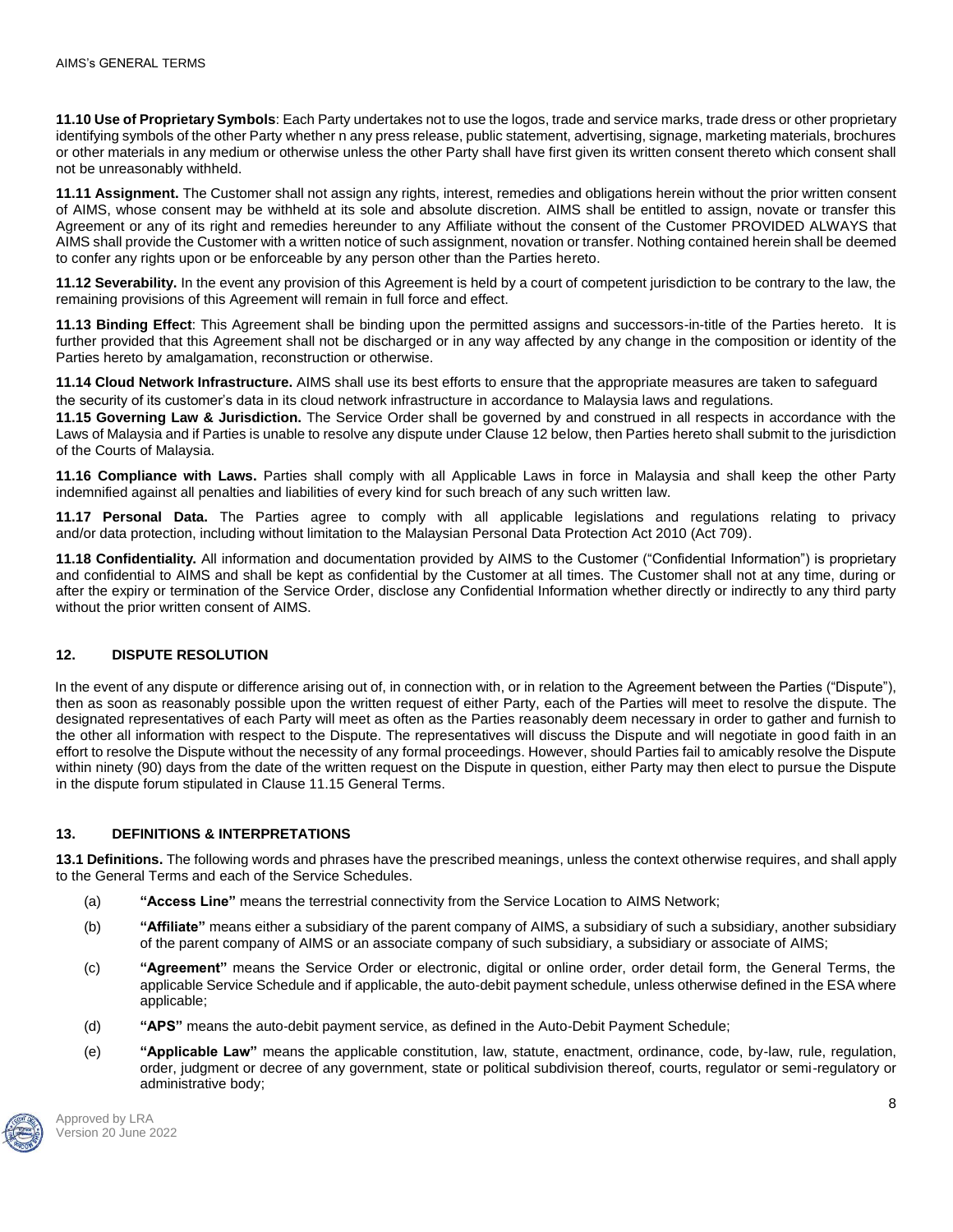**11.10 Use of Proprietary Symbols**: Each Party undertakes not to use the logos, trade and service marks, trade dress or other proprietary identifying symbols of the other Party whether n any press release, public statement, advertising, signage, marketing materials, brochures or other materials in any medium or otherwise unless the other Party shall have first given its written consent thereto which consent shall not be unreasonably withheld.

**11.11 Assignment.** The Customer shall not assign any rights, interest, remedies and obligations herein without the prior written consent of AIMS, whose consent may be withheld at its sole and absolute discretion. AIMS shall be entitled to assign, novate or transfer this Agreement or any of its right and remedies hereunder to any Affiliate without the consent of the Customer PROVIDED ALWAYS that AIMS shall provide the Customer with a written notice of such assignment, novation or transfer. Nothing contained herein shall be deemed to confer any rights upon or be enforceable by any person other than the Parties hereto.

**11.12 Severability.** In the event any provision of this Agreement is held by a court of competent jurisdiction to be contrary to the law, the remaining provisions of this Agreement will remain in full force and effect.

**11.13 Binding Effect**: This Agreement shall be binding upon the permitted assigns and successors-in-title of the Parties hereto. It is further provided that this Agreement shall not be discharged or in any way affected by any change in the composition or identity of the Parties hereto by amalgamation, reconstruction or otherwise.

**11.14 Cloud Network Infrastructure.** AIMS shall use its best efforts to ensure that the appropriate measures are taken to safeguard the security of its customer's data in its cloud network infrastructure in accordance to Malaysia laws and regulations.

**11.15 Governing Law & Jurisdiction.** The Service Order shall be governed by and construed in all respects in accordance with the Laws of Malaysia and if Parties is unable to resolve any dispute under Clause 12 below, then Parties hereto shall submit to the jurisdiction of the Courts of Malaysia.

**11.16 Compliance with Laws.** Parties shall comply with all Applicable Laws in force in Malaysia and shall keep the other Party indemnified against all penalties and liabilities of every kind for such breach of any such written law.

**11.17 Personal Data.** The Parties agree to comply with all applicable legislations and regulations relating to privacy and/or data protection, including without limitation to the Malaysian Personal Data Protection Act 2010 (Act 709).

**11.18 Confidentiality.** All information and documentation provided by AIMS to the Customer ("Confidential Information") is proprietary and confidential to AIMS and shall be kept as confidential by the Customer at all times. The Customer shall not at any time, during or after the expiry or termination of the Service Order, disclose any Confidential Information whether directly or indirectly to any third party without the prior written consent of AIMS.

## 12. DISPUTE RESOLUTION

In the event of any dispute or difference arising out of, in connection with, or in relation to the Agreement between the Parties ("Dispute"), then as soon as reasonably possible upon the written request of either Party, each of the Parties will meet to resolve the dispute. The designated representatives of each Party will meet as often as the Parties reasonably deem necessary in order to gather and furnish to the other all information with respect to the Dispute. The representatives will discuss the Dispute and will negotiate in good faith in an effort to resolve the Dispute without the necessity of any formal proceedings. However, should Parties fail to amicably resolve the Dispute within ninety (90) days from the date of the written request on the Dispute in question, either Party may then elect to pursue the Dispute in the dispute forum stipulated in Clause 11.15 General Terms.

## 13. DEFINITIONS & INTERPRETATIONS

**13.1 Definitions.** The following words and phrases have the prescribed meanings, unless the context otherwise requires, and shall apply to the General Terms and each of the Service Schedules.

(a) **"Access Line"** means the terrestrial connectivity from the Service Location to AIMS Network;

(b) **"Affiliate"** means either a subsidiary of the parent company of AIMS, a subsidiary of such a subsidiary, another subsidiary of the parent company of AIMS or an associate company of such subsidiary, a subsidiary or associate of AIMS;

(c) **"Agreement"** means the Service Order or electronic, digital or online order, order detail form, the General Terms, the applicable Service Schedule and if applicable, the auto-debit payment schedule, unless otherwise defined in the ESA where applicable;

(d) **"APS"** means the auto-debit payment service, as defined in the Auto-Debit Payment Schedule;

(e) **"Applicable Law"** means the applicable constitution, law, statute, enactment, ordinance, code, by-law, rule, regulation, order, judgment or decree of any government, state or political subdivision thereof, courts, regulator or semi-regulatory or administrative body;

Approved by LRA
Version 20 June 2022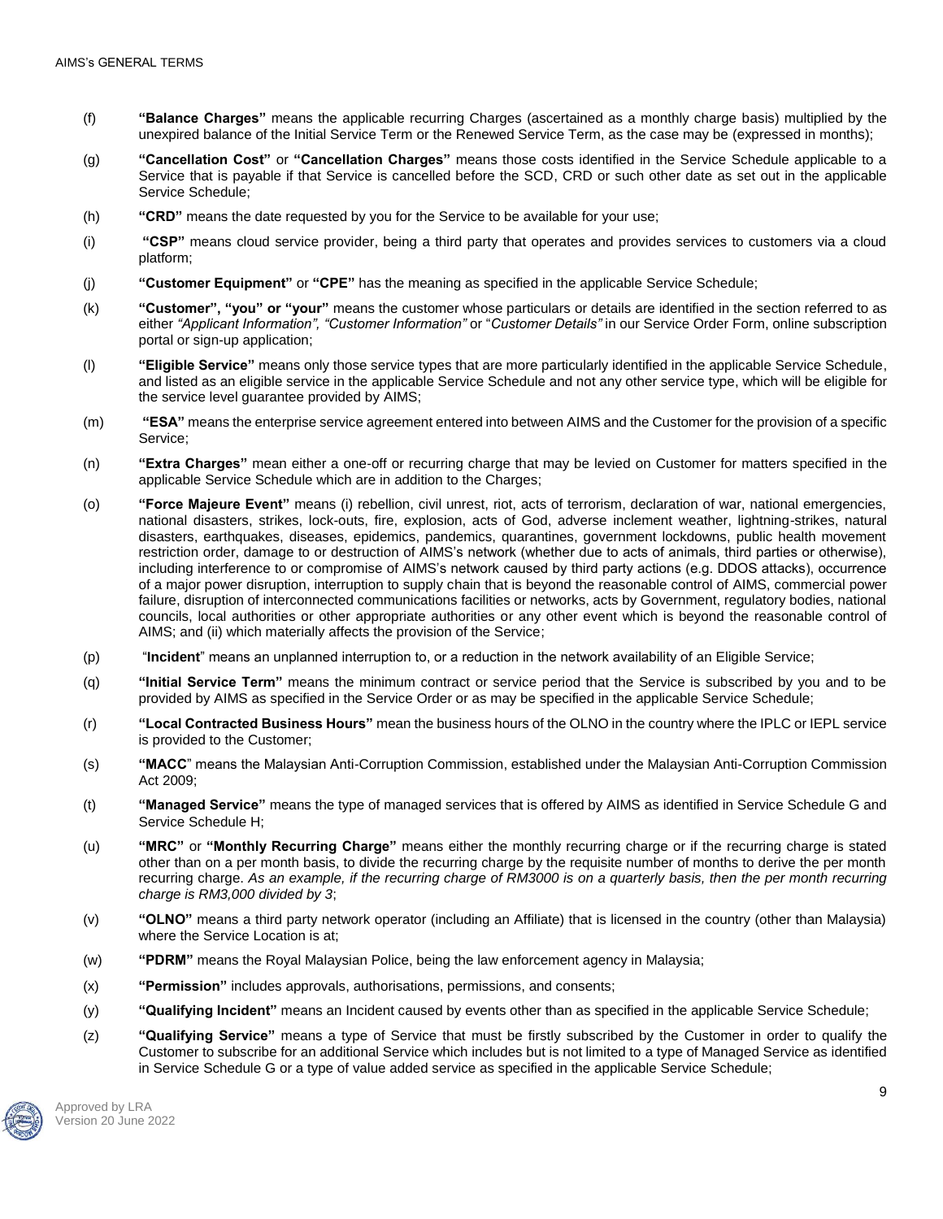(f) **"Balance Charges"** means the applicable recurring Charges (ascertained as a monthly charge basis) multiplied by the unexpired balance of the Initial Service Term or the Renewed Service Term, as the case may be (expressed in months);

(g) **"Cancellation Cost"** or **"Cancellation Charges"** means those costs identified in the Service Schedule applicable to a Service that is payable if that Service is cancelled before the SCD, CRD or such other date as set out in the applicable Service Schedule;

(h) **"CRD"** means the date requested by you for the Service to be available for your use;

(i) **"CSP"** means cloud service provider, being a third party that operates and provides services to customers via a cloud platform;

(j) **"Customer Equipment"** or **"CPE"** has the meaning as specified in the applicable Service Schedule;

(k) **"Customer", "you" or "your"** means the customer whose particulars or details are identified in the section referred to as either *"Applicant Information", "Customer Information"* or "*Customer Details"* in our Service Order Form, online subscription portal or sign-up application;

(l) **"Eligible Service"** means only those service types that are more particularly identified in the applicable Service Schedule, and listed as an eligible service in the applicable Service Schedule and not any other service type, which will be eligible for the service level guarantee provided by AIMS;

(m) **"ESA"** means the enterprise service agreement entered into between AIMS and the Customer for the provision of a specific Service;

(n) **"Extra Charges"** mean either a one-off or recurring charge that may be levied on Customer for matters specified in the applicable Service Schedule which are in addition to the Charges;

(o) **"Force Majeure Event"** means (i) rebellion, civil unrest, riot, acts of terrorism, declaration of war, national emergencies, national disasters, strikes, lock-outs, fire, explosion, acts of God, adverse inclement weather, lightning-strikes, natural disasters, earthquakes, diseases, epidemics, pandemics, quarantines, government lockdowns, public health movement restriction order, damage to or destruction of AIMS's network (whether due to acts of animals, third parties or otherwise), including interference to or compromise of AIMS's network caused by third party actions (e.g. DDOS attacks), occurrence of a major power disruption, interruption to supply chain that is beyond the reasonable control of AIMS, commercial power failure, disruption of interconnected communications facilities or networks, acts by Government, regulatory bodies, national councils, local authorities or other appropriate authorities or any other event which is beyond the reasonable control of AIMS; and (ii) which materially affects the provision of the Service;

(p) "**Incident**" means an unplanned interruption to, or a reduction in the network availability of an Eligible Service;

(q) **"Initial Service Term"** means the minimum contract or service period that the Service is subscribed by you and to be provided by AIMS as specified in the Service Order or as may be specified in the applicable Service Schedule;

(r) **"Local Contracted Business Hours"** mean the business hours of the OLNO in the country where the IPLC or IEPL service is provided to the Customer;

(s) **"MACC"** means the Malaysian Anti-Corruption Commission, established under the Malaysian Anti-Corruption Commission Act 2009;

(t) **"Managed Service"** means the type of managed services that is offered by AIMS as identified in Service Schedule G and Service Schedule H;

(u) **"MRC"** or **"Monthly Recurring Charge"** means either the monthly recurring charge or if the recurring charge is stated other than on a per month basis, to divide the recurring charge by the requisite number of months to derive the per month recurring charge. *As an example, if the recurring charge of RM3000 is on a quarterly basis, then the per month recurring charge is RM3,000 divided by 3*;

(v) **"OLNO"** means a third party network operator (including an Affiliate) that is licensed in the country (other than Malaysia) where the Service Location is at;

(w) **"PDRM"** means the Royal Malaysian Police, being the law enforcement agency in Malaysia;

(x) **"Permission"** includes approvals, authorisations, permissions, and consents;

(y) **"Qualifying Incident"** means an Incident caused by events other than as specified in the applicable Service Schedule;

(z) **"Qualifying Service"** means a type of Service that must be firstly subscribed by the Customer in order to qualify the Customer to subscribe for an additional Service which includes but is not limited to a type of Managed Service as identified in Service Schedule G or a type of value added service as specified in the applicable Service Schedule;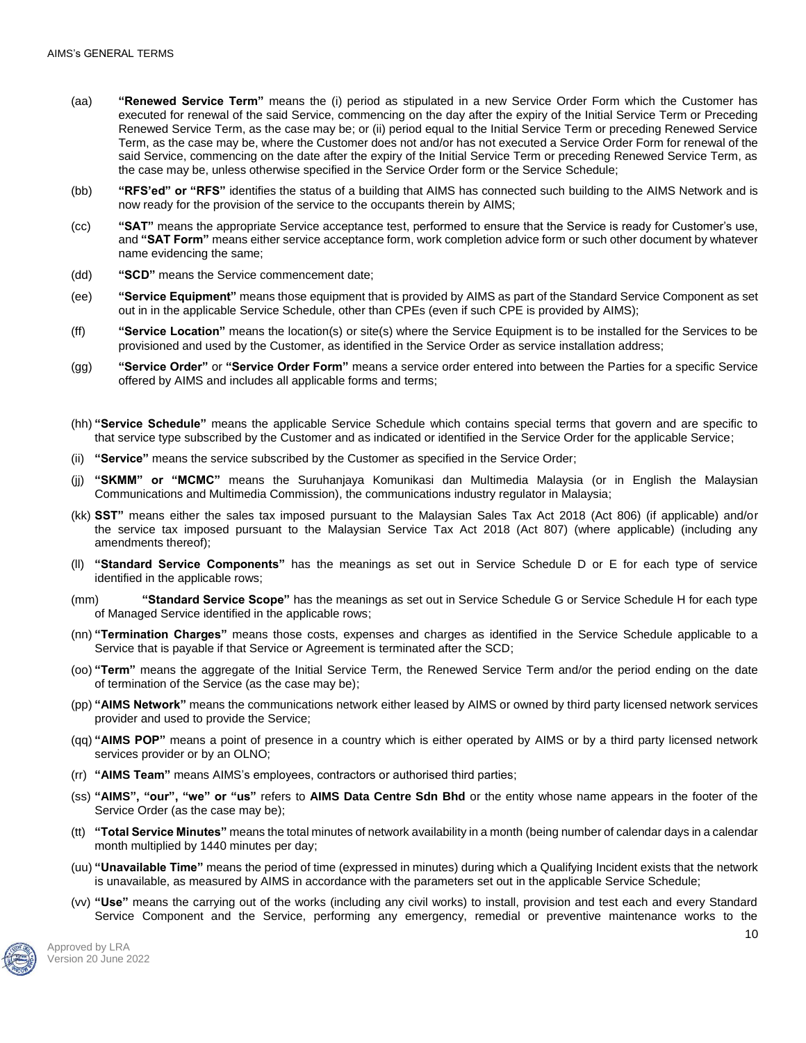(aa) **"Renewed Service Term"** means the (i) period as stipulated in a new Service Order Form which the Customer has executed for renewal of the said Service, commencing on the day after the expiry of the Initial Service Term or Preceding Renewed Service Term, as the case may be; or (ii) period equal to the Initial Service Term or preceding Renewed Service Term, as the case may be, where the Customer does not and/or has not executed a Service Order Form for renewal of the said Service, commencing on the date after the expiry of the Initial Service Term or preceding Renewed Service Term, as the case may be, unless otherwise specified in the Service Order form or the Service Schedule;

(bb) **"RFS'ed" or "RFS"** identifies the status of a building that AIMS has connected such building to the AIMS Network and is now ready for the provision of the service to the occupants therein by AIMS;

(cc) **"SAT"** means the appropriate Service acceptance test, performed to ensure that the Service is ready for Customer's use, and **"SAT Form"** means either service acceptance form, work completion advice form or such other document by whatever name evidencing the same;

(dd) **"SCD"** means the Service commencement date;

(ee) **"Service Equipment"** means those equipment that is provided by AIMS as part of the Standard Service Component as set out in in the applicable Service Schedule, other than CPEs (even if such CPE is provided by AIMS);

(ff) **"Service Location"** means the location(s) or site(s) where the Service Equipment is to be installed for the Services to be provisioned and used by the Customer, as identified in the Service Order as service installation address;

(gg) **"Service Order"** or **"Service Order Form"** means a service order entered into between the Parties for a specific Service offered by AIMS and includes all applicable forms and terms;

(hh) **"Service Schedule"** means the applicable Service Schedule which contains special terms that govern and are specific to that service type subscribed by the Customer and as indicated or identified in the Service Order for the applicable Service;

(ii) **"Service"** means the service subscribed by the Customer as specified in the Service Order;

(jj) **"SKMM" or "MCMC"** means the Suruhanjaya Komunikasi dan Multimedia Malaysia (or in English the Malaysian Communications and Multimedia Commission), the communications industry regulator in Malaysia;

(kk) **SST"** means either the sales tax imposed pursuant to the Malaysian Sales Tax Act 2018 (Act 806) (if applicable) and/or the service tax imposed pursuant to the Malaysian Service Tax Act 2018 (Act 807) (where applicable) (including any amendments thereof);

(ll) **"Standard Service Components"** has the meanings as set out in Service Schedule D or E for each type of service identified in the applicable rows;

(mm) **"Standard Service Scope"** has the meanings as set out in Service Schedule G or Service Schedule H for each type of Managed Service identified in the applicable rows;

(nn) **"Termination Charges"** means those costs, expenses and charges as identified in the Service Schedule applicable to a Service that is payable if that Service or Agreement is terminated after the SCD;

(oo) **"Term"** means the aggregate of the Initial Service Term, the Renewed Service Term and/or the period ending on the date of termination of the Service (as the case may be);

(pp) **"AIMS Network"** means the communications network either leased by AIMS or owned by third party licensed network services provider and used to provide the Service;

(qq) **"AIMS POP"** means a point of presence in a country which is either operated by AIMS or by a third party licensed network services provider or by an OLNO;

(rr) **"AIMS Team"** means AIMS's employees, contractors or authorised third parties;

(ss) **"AIMS", "our", "we" or "us"** refers to **AIMS Data Centre Sdn Bhd** or the entity whose name appears in the footer of the Service Order (as the case may be);

(tt) **"Total Service Minutes"** means the total minutes of network availability in a month (being number of calendar days in a calendar month multiplied by 1440 minutes per day;

(uu) **"Unavailable Time"** means the period of time (expressed in minutes) during which a Qualifying Incident exists that the network is unavailable, as measured by AIMS in accordance with the parameters set out in the applicable Service Schedule;

(vv) **"Use"** means the carrying out of the works (including any civil works) to install, provision and test each and every Standard Service Component and the Service, performing any emergency, remedial or preventive maintenance works to the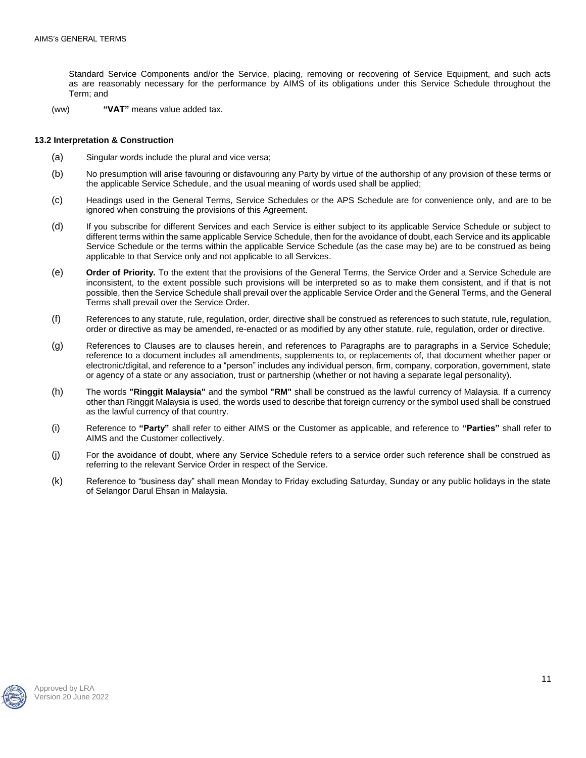Standard Service Components and/or the Service, placing, removing or recovering of Service Equipment, and such acts as are reasonably necessary for the performance by AIMS of its obligations under this Service Schedule throughout the Term; and

(ww) **"VAT"** means value added tax.

**13.2 Interpretation & Construction**

(a) Singular words include the plural and vice versa;

(b) No presumption will arise favouring or disfavouring any Party by virtue of the authorship of any provision of these terms or the applicable Service Schedule, and the usual meaning of words used shall be applied;

(c) Headings used in the General Terms, Service Schedules or the APS Schedule are for convenience only, and are to be ignored when construing the provisions of this Agreement.

(d) If you subscribe for different Services and each Service is either subject to its applicable Service Schedule or subject to different terms within the same applicable Service Schedule, then for the avoidance of doubt, each Service and its applicable Service Schedule or the terms within the applicable Service Schedule (as the case may be) are to be construed as being applicable to that Service only and not applicable to all Services.

(e) **Order of Priority.** To the extent that the provisions of the General Terms, the Service Order and a Service Schedule are inconsistent, to the extent possible such provisions will be interpreted so as to make them consistent, and if that is not possible, then the Service Schedule shall prevail over the applicable Service Order and the General Terms, and the General Terms shall prevail over the Service Order.

(f) References to any statute, rule, regulation, order, directive shall be construed as references to such statute, rule, regulation, order or directive as may be amended, re-enacted or as modified by any other statute, rule, regulation, order or directive.

(g) References to Clauses are to clauses herein, and references to Paragraphs are to paragraphs in a Service Schedule; reference to a document includes all amendments, supplements to, or replacements of, that document whether paper or electronic/digital, and reference to a "person" includes any individual person, firm, company, corporation, government, state or agency of a state or any association, trust or partnership (whether or not having a separate legal personality).

(h) The words **"Ringgit Malaysia"** and the symbol **"RM"** shall be construed as the lawful currency of Malaysia. If a currency other than Ringgit Malaysia is used, the words used to describe that foreign currency or the symbol used shall be construed as the lawful currency of that country.

(i) Reference to **"Party"** shall refer to either AIMS or the Customer as applicable, and reference to **"Parties"** shall refer to AIMS and the Customer collectively.

(j) For the avoidance of doubt, where any Service Schedule refers to a service order such reference shall be construed as referring to the relevant Service Order in respect of the Service.

(k) Reference to "business day" shall mean Monday to Friday excluding Saturday, Sunday or any public holidays in the state of Selangor Darul Ehsan in Malaysia.